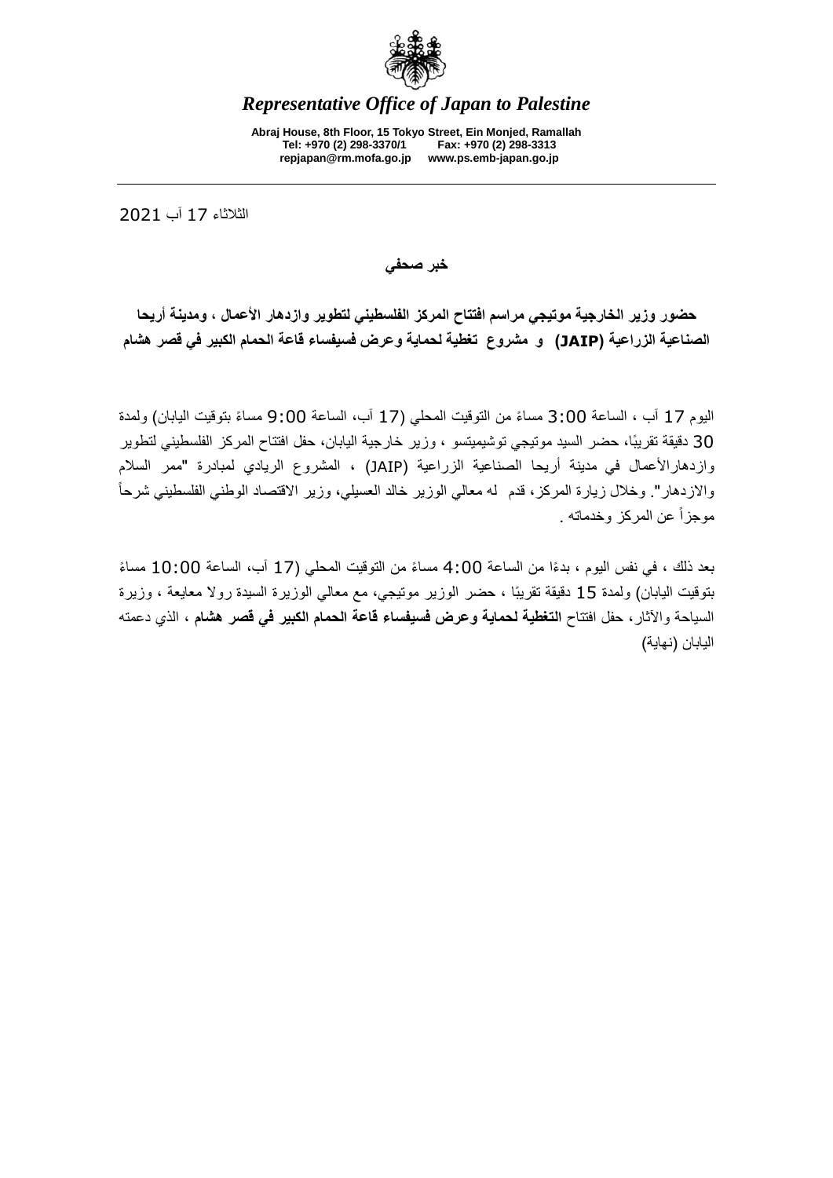*Representative Office of Japan to Palestine*

**Abraj House, 8th Floor, 15 Tokyo Street, Ein Monjed, Ramallah**
**Tel: +970 (2) 298-3370/1 Fax: +970 (2) 298-3313**
**repjapan@rm.mofa.go.jp www.ps.emb-japan.go.jp**

---

الثلاثاء 17 آب 2021

**خبر صحفي**

**حضور وزير الخارجية موتيجي مراسم افتتاح المركز الفلسطيني لتطوير وازدهار الأعمال ، ومدينة أريحا الصناعية الزراعية (JAIP) و مشروع تغطية لحماية وعرض فسيفساء قاعة الحمام الكبير في قصر هشام**

اليوم 17 آب ، الساعة 3:00 مساءً من التوقيت المحلي (17 آب، الساعة 9:00 مساءً بتوقيت اليابان) ولمدة 30 دقيقة تقريبًا، حضر السيد موتيجي توشيميتسو ، وزير خارجية اليابان، حفل افتتاح المركز الفلسطيني لتطوير وازدهارالأعمال في مدينة أريحا الصناعية الزراعية (JAIP) ، المشروع الريادي لمبادرة "ممر السلام والازدهار". وخلال زيارة المركز، قدم له معالي الوزير خالد العسيلي، وزير الاقتصاد الوطني الفلسطيني شرحاً موجزاً عن المركز وخدماته .

بعد ذلك ، في نفس اليوم ، بدءًا من الساعة 4:00 مساءً من التوقيت المحلي (17 آب، الساعة 10:00 مساءً بتوقيت اليابان) ولمدة 15 دقيقة تقريبًا ، حضر الوزير موتيجي، مع معالي الوزيرة السيدة رولا معايعة ، وزيرة السياحة والآثار، حفل افتتاح **التغطية لحماية وعرض فسيفساء قاعة الحمام الكبير في قصر هشام** ، الذي دعمته اليابان (نهاية)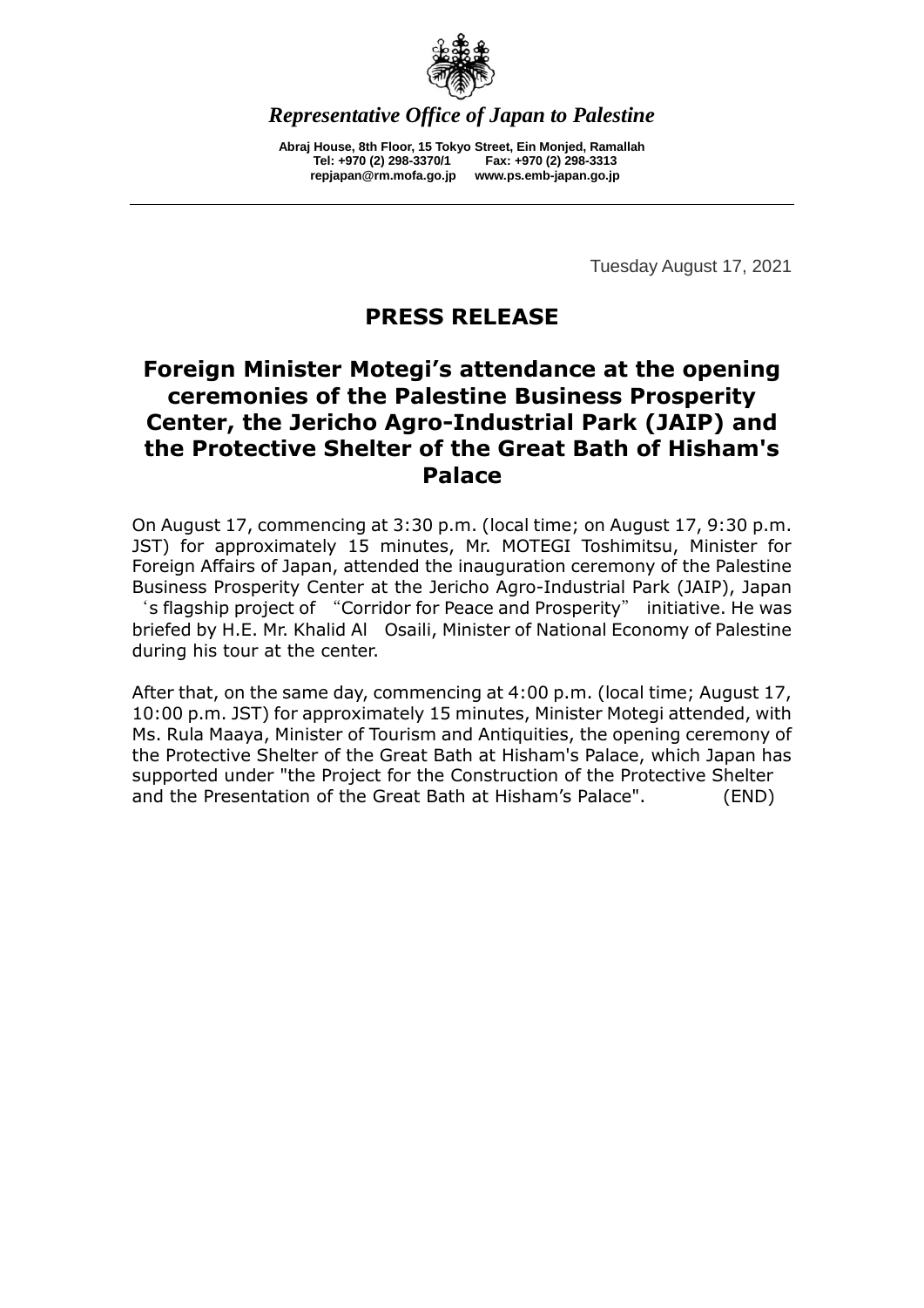*Representative Office of Japan to Palestine*

**Abraj House, 8th Floor, 15 Tokyo Street, Ein Monjed, Ramallah**
**Tel: +970 (2) 298-3370/1 Fax: +970 (2) 298-3313**
**repjapan@rm.mofa.go.jp www.ps.emb-japan.go.jp**

---

Tuesday August 17, 2021

## PRESS RELEASE

## Foreign Minister Motegi's attendance at the opening ceremonies of the Palestine Business Prosperity Center, the Jericho Agro-Industrial Park (JAIP) and the Protective Shelter of the Great Bath of Hisham's Palace

On August 17, commencing at 3:30 p.m. (local time; on August 17, 9:30 p.m. JST) for approximately 15 minutes, Mr. MOTEGI Toshimitsu, Minister for Foreign Affairs of Japan, attended the inauguration ceremony of the Palestine Business Prosperity Center at the Jericho Agro-Industrial Park (JAIP), Japan 's flagship project of "Corridor for Peace and Prosperity" initiative. He was briefed by H.E. Mr. Khalid Al Osaili, Minister of National Economy of Palestine during his tour at the center.

After that, on the same day, commencing at 4:00 p.m. (local time; August 17, 10:00 p.m. JST) for approximately 15 minutes, Minister Motegi attended, with Ms. Rula Maaya, Minister of Tourism and Antiquities, the opening ceremony of the Protective Shelter of the Great Bath at Hisham's Palace, which Japan has supported under "the Project for the Construction of the Protective Shelter and the Presentation of the Great Bath at Hisham's Palace". (END)